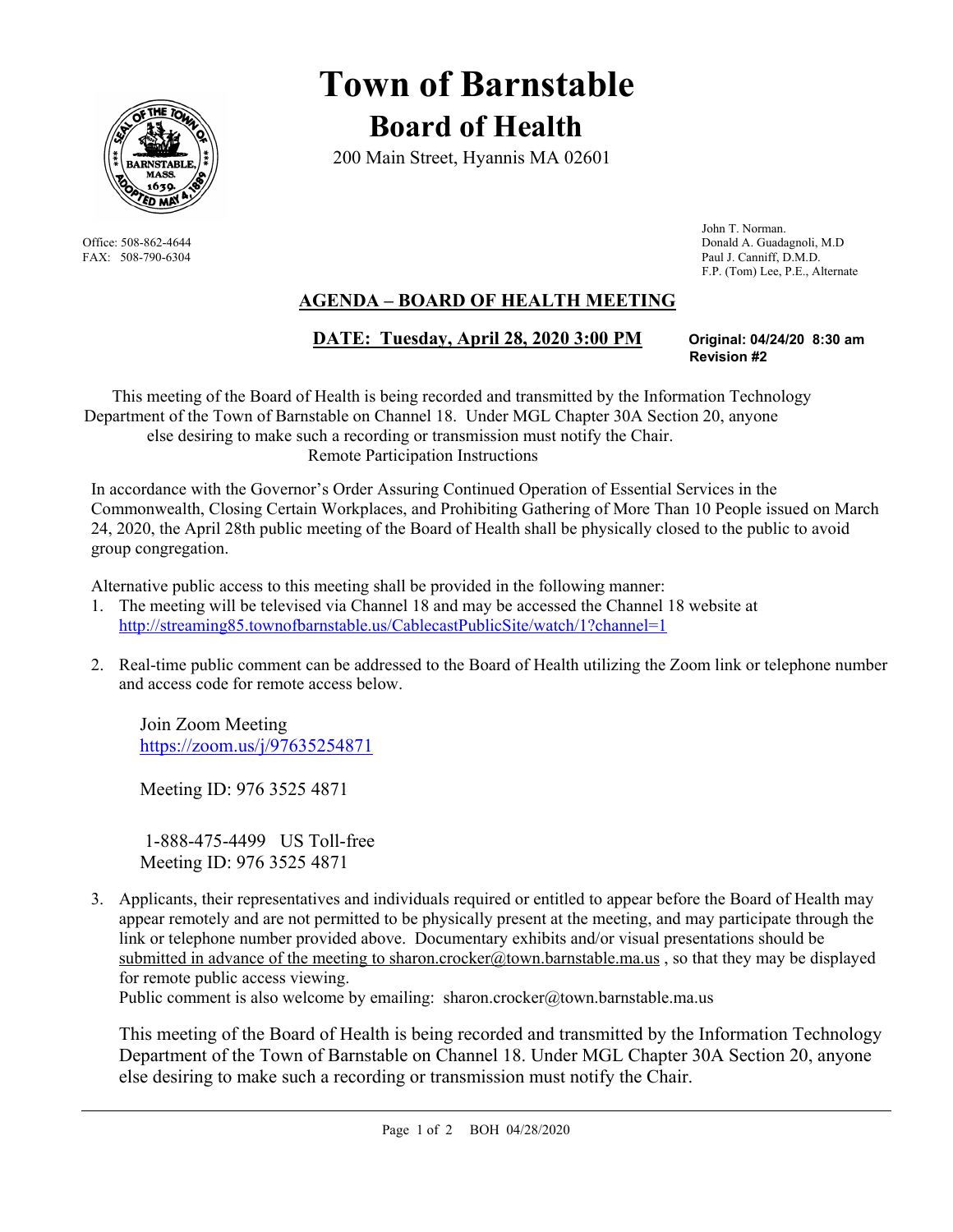# Town of Barnstable

## Board of Health

200 Main Street, Hyannis MA 02601

Office: 508-862-4644
FAX: 508-790-6304

John T. Norman.
Donald A. Guadagnoli, M.D
Paul J. Canniff, D.M.D.
F.P. (Tom) Lee, P.E., Alternate

## AGENDA – BOARD OF HEALTH MEETING

**DATE: Tuesday, April 28, 2020 3:00 PM**

**Original: 04/24/20 8:30 am**
**Revision #2**

This meeting of the Board of Health is being recorded and transmitted by the Information Technology Department of the Town of Barnstable on Channel 18. Under MGL Chapter 30A Section 20, anyone else desiring to make such a recording or transmission must notify the Chair.
Remote Participation Instructions

In accordance with the Governor's Order Assuring Continued Operation of Essential Services in the Commonwealth, Closing Certain Workplaces, and Prohibiting Gathering of More Than 10 People issued on March 24, 2020, the April 28th public meeting of the Board of Health shall be physically closed to the public to avoid group congregation.

Alternative public access to this meeting shall be provided in the following manner:

1. The meeting will be televised via Channel 18 and may be accessed the Channel 18 website at http://streaming85.townofbarnstable.us/CablecastPublicSite/watch/1?channel=1

2. Real-time public comment can be addressed to the Board of Health utilizing the Zoom link or telephone number and access code for remote access below.

   Join Zoom Meeting
   https://zoom.us/j/97635254871

   Meeting ID: 976 3525 4871

   1-888-475-4499 US Toll-free
   Meeting ID: 976 3525 4871

3. Applicants, their representatives and individuals required or entitled to appear before the Board of Health may appear remotely and are not permitted to be physically present at the meeting, and may participate through the link or telephone number provided above. Documentary exhibits and/or visual presentations should be submitted in advance of the meeting to sharon.crocker@town.barnstable.ma.us , so that they may be displayed for remote public access viewing.
   Public comment is also welcome by emailing: sharon.crocker@town.barnstable.ma.us

   This meeting of the Board of Health is being recorded and transmitted by the Information Technology Department of the Town of Barnstable on Channel 18. Under MGL Chapter 30A Section 20, anyone else desiring to make such a recording or transmission must notify the Chair.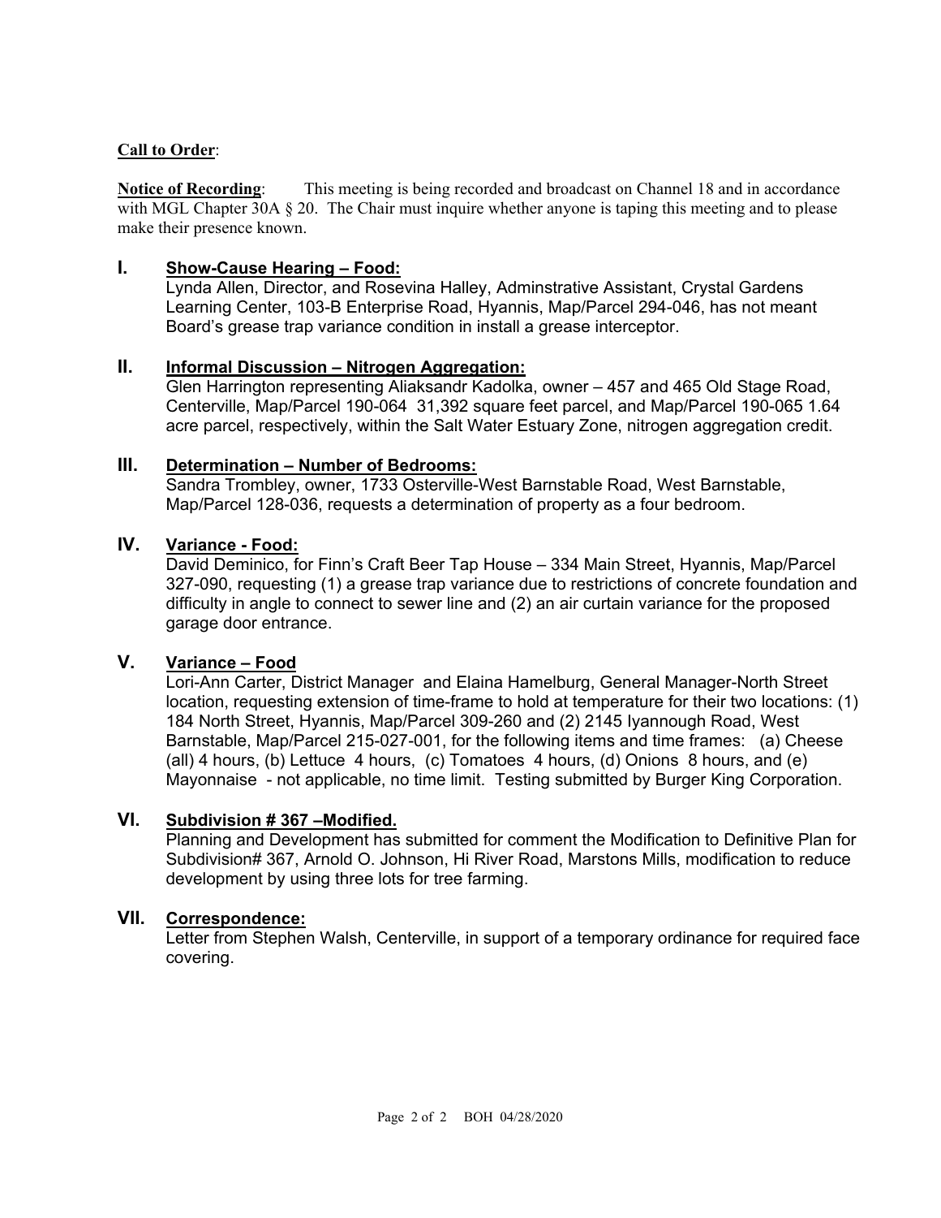**Call to Order**:

**Notice of Recording**: This meeting is being recorded and broadcast on Channel 18 and in accordance with MGL Chapter 30A § 20. The Chair must inquire whether anyone is taping this meeting and to please make their presence known.

## I. Show-Cause Hearing – Food:

Lynda Allen, Director, and Rosevina Halley, Adminstrative Assistant, Crystal Gardens Learning Center, 103-B Enterprise Road, Hyannis, Map/Parcel 294-046, has not meant Board's grease trap variance condition in install a grease interceptor.

## II. Informal Discussion – Nitrogen Aggregation:

Glen Harrington representing Aliaksandr Kadolka, owner – 457 and 465 Old Stage Road, Centerville, Map/Parcel 190-064 31,392 square feet parcel, and Map/Parcel 190-065 1.64 acre parcel, respectively, within the Salt Water Estuary Zone, nitrogen aggregation credit.

## III. Determination – Number of Bedrooms:

Sandra Trombley, owner, 1733 Osterville-West Barnstable Road, West Barnstable, Map/Parcel 128-036, requests a determination of property as a four bedroom.

## IV. Variance - Food:

David Deminico, for Finn's Craft Beer Tap House – 334 Main Street, Hyannis, Map/Parcel 327-090, requesting (1) a grease trap variance due to restrictions of concrete foundation and difficulty in angle to connect to sewer line and (2) an air curtain variance for the proposed garage door entrance.

## V. Variance – Food

Lori-Ann Carter, District Manager and Elaina Hamelburg, General Manager-North Street location, requesting extension of time-frame to hold at temperature for their two locations: (1) 184 North Street, Hyannis, Map/Parcel 309-260 and (2) 2145 Iyannough Road, West Barnstable, Map/Parcel 215-027-001, for the following items and time frames: (a) Cheese (all) 4 hours, (b) Lettuce 4 hours, (c) Tomatoes 4 hours, (d) Onions 8 hours, and (e) Mayonnaise - not applicable, no time limit. Testing submitted by Burger King Corporation.

## VI. Subdivision # 367 –Modified.

Planning and Development has submitted for comment the Modification to Definitive Plan for Subdivision# 367, Arnold O. Johnson, Hi River Road, Marstons Mills, modification to reduce development by using three lots for tree farming.

## VII. Correspondence:

Letter from Stephen Walsh, Centerville, in support of a temporary ordinance for required face covering.